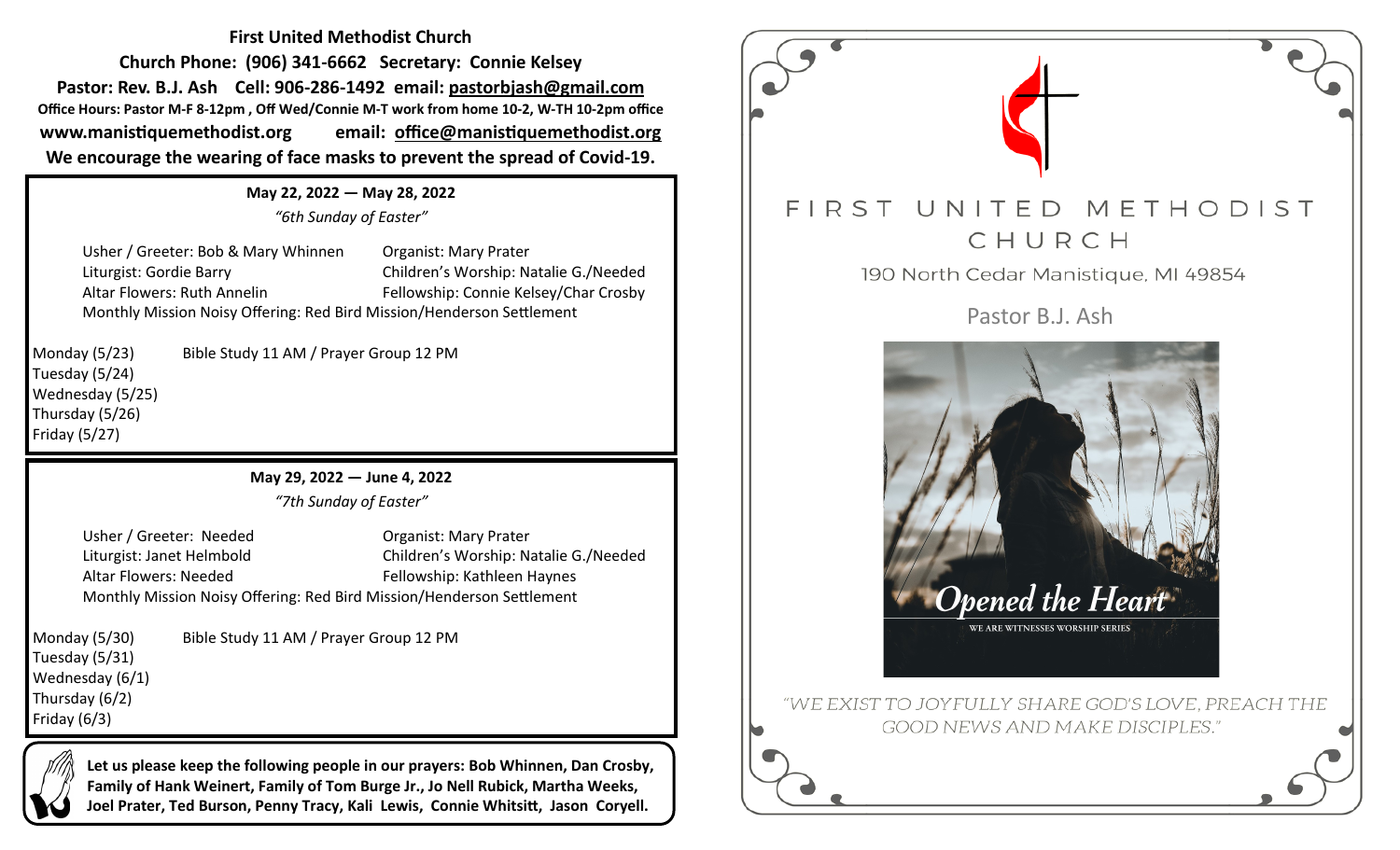**First United Methodist Church**

**Church Phone: (906) 341-6662 Secretary: Connie Kelsey**

**Pastor: Rev. B.J. Ash Cell: 906-286-1492 email: pastorbjash@gmail.com**

**Office Hours: Pastor M-F 8-12pm , Off Wed/Connie M-T work from home 10-2, W-TH 10-2pm office**

**www.manistiquemethodist.org email: office@manistiquemethodist.org**

**We encourage the wearing of face masks to prevent the spread of Covid-19.**

**May 22, 2022 — May 28, 2022**

*"6th Sunday of Easter"*

Usher / Greeter: Bob & Mary Whinnen
Organist: Mary Prater
Liturgist: Gordie Barry
Children's Worship: Natalie G./Needed
Altar Flowers: Ruth Annelin
Fellowship: Connie Kelsey/Char Crosby
Monthly Mission Noisy Offering: Red Bird Mission/Henderson Settlement

Monday (5/23) Bible Study 11 AM / Prayer Group 12 PM
Tuesday (5/24)
Wednesday (5/25)
Thursday (5/26)
Friday (5/27)

**May 29, 2022 — June 4, 2022**

*"7th Sunday of Easter"*

Usher / Greeter: Needed
Organist: Mary Prater
Liturgist: Janet Helmbold
Children's Worship: Natalie G./Needed
Altar Flowers: Needed
Fellowship: Kathleen Haynes
Monthly Mission Noisy Offering: Red Bird Mission/Henderson Settlement

Monday (5/30) Bible Study 11 AM / Prayer Group 12 PM
Tuesday (5/31)
Wednesday (6/1)
Thursday (6/2)
Friday (6/3)

**Let us please keep the following people in our prayers: Bob Whinnen, Dan Crosby, Family of Hank Weinert, Family of Tom Burge Jr., Jo Nell Rubick, Martha Weeks, Joel Prater, Ted Burson, Penny Tracy, Kali Lewis, Connie Whitsitt, Jason Coryell.**

# FIRST UNITED METHODIST CHURCH

190 North Cedar Manistique, MI 49854

Pastor B.J. Ash

*Opened the Heart*

WE ARE WITNESSES WORSHIP SERIES

"WE EXIST TO JOYFULLY SHARE GOD'S LOVE, PREACH THE GOOD NEWS AND MAKE DISCIPLES."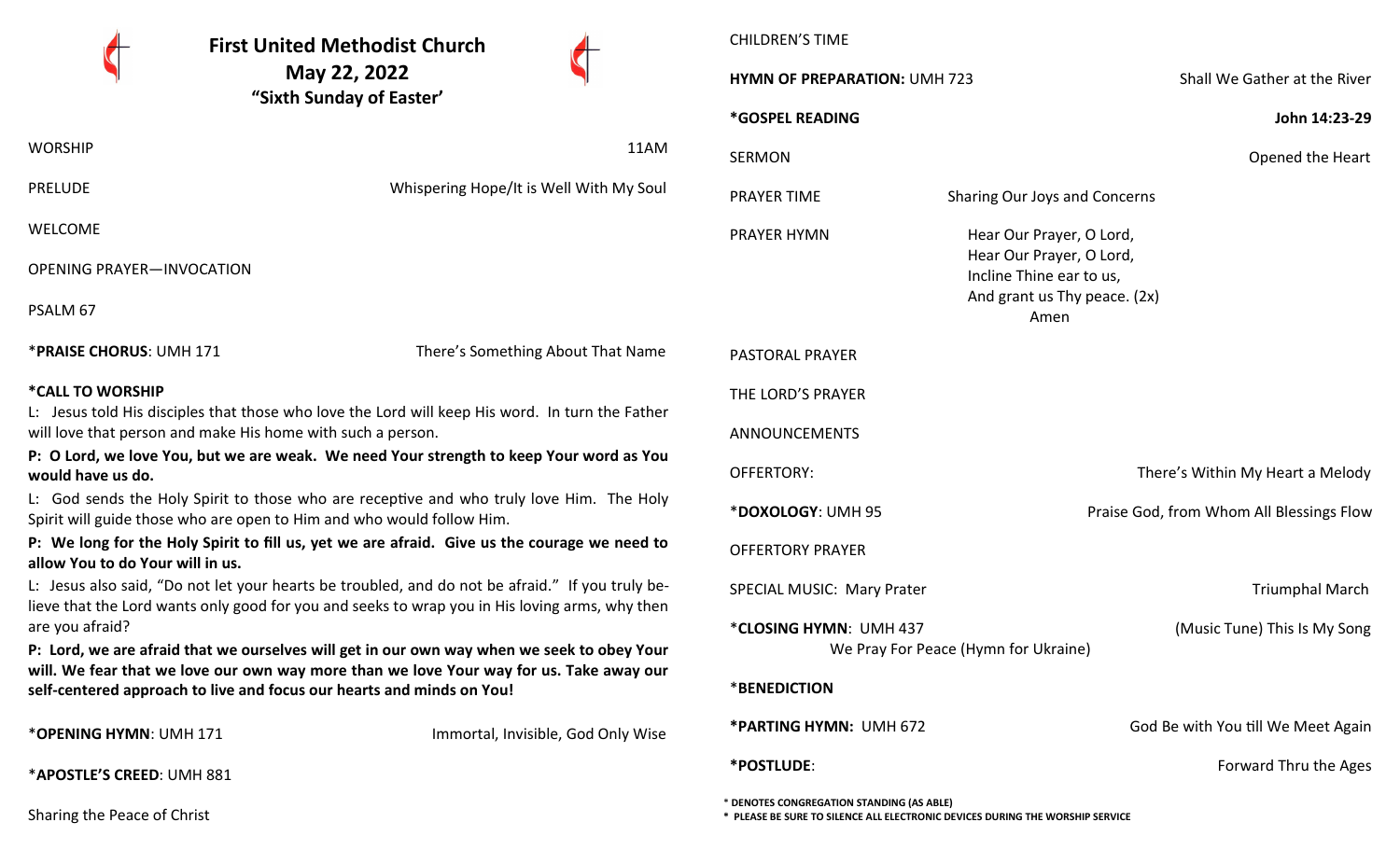# First United Methodist Church
## May 22, 2022
### "Sixth Sunday of Easter'

WORSHIP 11AM

PRELUDE Whispering Hope/It is Well With My Soul

WELCOME

OPENING PRAYER—INVOCATION

PSALM 67

***PRAISE CHORUS**: UMH 171 There's Something About That Name

***CALL TO WORSHIP**

L: Jesus told His disciples that those who love the Lord will keep His word. In turn the Father will love that person and make His home with such a person.

**P: O Lord, we love You, but we are weak. We need Your strength to keep Your word as You would have us do.**

L: God sends the Holy Spirit to those who are receptive and who truly love Him. The Holy Spirit will guide those who are open to Him and who would follow Him.

**P: We long for the Holy Spirit to fill us, yet we are afraid. Give us the courage we need to allow You to do Your will in us.**

L: Jesus also said, "Do not let your hearts be troubled, and do not be afraid." If you truly believe that the Lord wants only good for you and seeks to wrap you in His loving arms, why then are you afraid?

**P: Lord, we are afraid that we ourselves will get in our own way when we seek to obey Your will. We fear that we love our own way more than we love Your way for us. Take away our self-centered approach to live and focus our hearts and minds on You!**

***OPENING HYMN**: UMH 171 Immortal, Invisible, God Only Wise

***APOSTLE'S CREED**: UMH 881

Sharing the Peace of Christ

CHILDREN'S TIME

**HYMN OF PREPARATION:** UMH 723 Shall We Gather at the River

***GOSPEL READING** **John 14:23-29**

SERMON Opened the Heart

PRAYER TIME Sharing Our Joys and Concerns

PRAYER HYMN

Hear Our Prayer, O Lord,
Hear Our Prayer, O Lord,
Incline Thine ear to us,
And grant us Thy peace. (2x)
Amen

PASTORAL PRAYER

THE LORD'S PRAYER

ANNOUNCEMENTS

OFFERTORY: There's Within My Heart a Melody

***DOXOLOGY**: UMH 95 Praise God, from Whom All Blessings Flow

OFFERTORY PRAYER

SPECIAL MUSIC: Mary Prater Triumphal March

***CLOSING HYMN**: UMH 437 (Music Tune) This Is My Song
We Pray For Peace (Hymn for Ukraine)

***BENEDICTION**

***PARTING HYMN:** UMH 672 God Be with You till We Meet Again

***POSTLUDE**: Forward Thru the Ages

* DENOTES CONGREGATION STANDING (AS ABLE)
* PLEASE BE SURE TO SILENCE ALL ELECTRONIC DEVICES DURING THE WORSHIP SERVICE